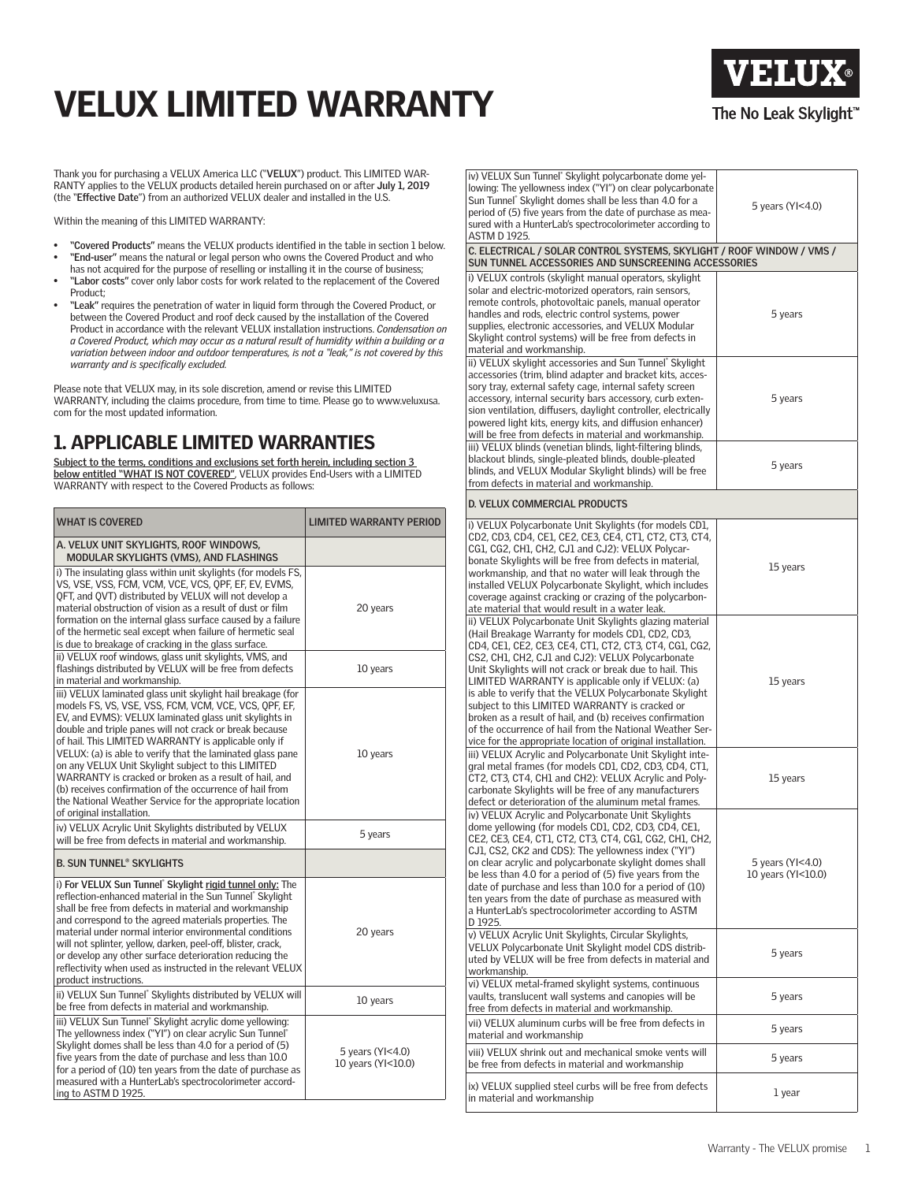# VELUX LIMITED WARRANTY

VELUX®
The No Leak Skylight™

Thank you for purchasing a VELUX America LLC ("**VELUX**") product. This LIMITED WARRANTY applies to the VELUX products detailed herein purchased on or after **July 1, 2019** (the "**Effective Date**") from an authorized VELUX dealer and installed in the U.S.

Within the meaning of this LIMITED WARRANTY:

- **"Covered Products"** means the VELUX products identified in the table in section 1 below.
- **"End-user"** means the natural or legal person who owns the Covered Product and who has not acquired for the purpose of reselling or installing it in the course of business;
- **"Labor costs"** cover only labor costs for work related to the replacement of the Covered Product;
- **"Leak"** requires the penetration of water in liquid form through the Covered Product, or between the Covered Product and roof deck caused by the installation of the Covered Product in accordance with the relevant VELUX installation instructions. *Condensation on a Covered Product, which may occur as a natural result of humidity within a building or a variation between indoor and outdoor temperatures, is not a "leak," is not covered by this warranty and is specifically excluded.*

Please note that VELUX may, in its sole discretion, amend or revise this LIMITED WARRANTY, including the claims procedure, from time to time. Please go to www.veluxusa.com for the most updated information.

## 1. APPLICABLE LIMITED WARRANTIES

**Subject to the terms, conditions and exclusions set forth herein, including section 3 below entitled "WHAT IS NOT COVERED"**, VELUX provides End-Users with a LIMITED WARRANTY with respect to the Covered Products as follows:

| WHAT IS COVERED | LIMITED WARRANTY PERIOD |
|---|---|
| **A. VELUX UNIT SKYLIGHTS, ROOF WINDOWS, MODULAR SKYLIGHTS (VMS), AND FLASHINGS** | |
| i) The insulating glass within unit skylights (for models FS, VS, VSE, VSS, FCM, VCM, VCE, VCS, QPF, EF, EV, EVMS, QFT, and QVT) distributed by VELUX will not develop a material obstruction of vision as a result of dust or film formation on the internal glass surface caused by a failure of the hermetic seal except when failure of hermetic seal is due to breakage of cracking in the glass surface. | 20 years |
| ii) VELUX roof windows, glass unit skylights, VMS, and flashings distributed by VELUX will be free from defects in material and workmanship. | 10 years |
| iii) VELUX laminated glass unit skylight hail breakage (for models FS, VS, VSE, VSS, FCM, VCM, VCE, VCS, QPF, EF, EV, and EVMS): VELUX laminated glass unit skylights in double and triple panes will not crack or break because of hail. This LIMITED WARRANTY is applicable only if VELUX: (a) is able to verify that the laminated glass pane on any VELUX Unit Skylight subject to this LIMITED WARRANTY is cracked or broken as a result of hail, and (b) receives confirmation of the occurrence of hail from the National Weather Service for the appropriate location of original installation. | 10 years |
| iv) VELUX Acrylic Unit Skylights distributed by VELUX will be free from defects in material and workmanship. | 5 years |
| **B. SUN TUNNEL® SKYLIGHTS** | |
| i) **For VELUX Sun Tunnel® Skylight rigid tunnel only:** The reflection-enhanced material in the Sun Tunnel® Skylight shall be free from defects in material and workmanship and correspond to the agreed materials properties. The material under normal interior environmental conditions will not splinter, yellow, darken, peel-off, blister, crack, or develop any other surface deterioration reducing the reflectivity when used as instructed in the relevant VELUX product instructions. | 20 years |
| ii) VELUX Sun Tunnel® Skylights distributed by VELUX will be free from defects in material and workmanship. | 10 years |
| iii) VELUX Sun Tunnel® Skylight acrylic dome yellowing: The yellowness index ("YI") on clear acrylic Sun Tunnel® Skylight domes shall be less than 4.0 for a period of (5) five years from the date of purchase and less than 10.0 for a period of (10) ten years from the date of purchase as measured with a HunterLab's spectrocolorimeter according to ASTM D 1925. | 5 years (YI<4.0)<br>10 years (YI<10.0) |
| iv) VELUX Sun Tunnel® Skylight polycarbonate dome yellowing: The yellowness index ("YI") on clear polycarbonate Sun Tunnel® Skylight domes shall be less than 4.0 for a period of (5) five years from the date of purchase as measured with a HunterLab's spectrocolorimeter according to ASTM D 1925. | 5 years (YI<4.0) |
| **C. ELECTRICAL / SOLAR CONTROL SYSTEMS, SKYLIGHT / ROOF WINDOW / VMS / SUN TUNNEL ACCESSORIES AND SUNSCREENING ACCESSORIES** | |
| i) VELUX controls (skylight manual operators, skylight solar and electric-motorized operators, rain sensors, remote controls, photovoltaic panels, manual operator handles and rods, electric control systems, power supplies, electronic accessories, and VELUX Modular Skylight control systems) will be free from defects in material and workmanship. | 5 years |
| ii) VELUX skylight accessories and Sun Tunnel® Skylight accessories (trim, blind adapter and bracket kits, accessory tray, external safety cage, internal safety screen accessory, internal security bars accessory, curb extension ventilation, diffusers, daylight controller, electrically powered light kits, energy kits, and diffusion enhancer) will be free from defects in material and workmanship. | 5 years |
| iii) VELUX blinds (venetian blinds, light-filtering blinds, blackout blinds, single-pleated blinds, double-pleated blinds, and VELUX Modular Skylight blinds) will be free from defects in material and workmanship. | 5 years |
| **D. VELUX COMMERCIAL PRODUCTS** | |
| i) VELUX Polycarbonate Unit Skylights (for models CD1, CD2, CD3, CD4, CE1, CE2, CE3, CE4, CT1, CT2, CT3, CT4, CG1, CG2, CH1, CH2, CJ1 and CJ2): VELUX Polycarbonate Skylights will be free from defects in material, workmanship, and that no water will leak through the installed VELUX Polycarbonate Skylight, which includes coverage against cracking or crazing of the polycarbonate material that would result in a water leak. | 15 years |
| ii) VELUX Polycarbonate Unit Skylights glazing material (Hail Breakage Warranty for models CD1, CD2, CD3, CD4, CE1, CE2, CE3, CE4, CT1, CT2, CT3, CT4, CG1, CG2, CS2, CH1, CH2, CJ1 and CJ2): VELUX Polycarbonate Unit Skylights will not crack or break due to hail. This LIMITED WARRANTY is applicable only if VELUX: (a) is able to verify that the VELUX Polycarbonate Skylight subject to this LIMITED WARRANTY is cracked or broken as a result of hail, and (b) receives confirmation of the occurrence of hail from the National Weather Service for the appropriate location of original installation. | 15 years |
| iii) VELUX Acrylic and Polycarbonate Unit Skylight integral metal frames (for models CD1, CD2, CD3, CD4, CT1, CT2, CT3, CT4, CH1 and CH2): VELUX Acrylic and Polycarbonate Skylights will be free of any manufacturers defect or deterioration of the aluminum metal frames. | 15 years |
| iv) VELUX Acrylic and Polycarbonate Unit Skylights dome yellowing (for models CD1, CD2, CD3, CD4, CE1, CE2, CE3, CE4, CT1, CT2, CT3, CT4, CG1, CG2, CH1, CH2, CJ1, CS2, CK2 and CDS): The yellowness index ("YI") on clear acrylic and polycarbonate skylight domes shall be less than 4.0 for a period of (5) five years from the date of purchase and less than 10.0 for a period of (10) ten years from the date of purchase as measured with a HunterLab's spectrocolorimeter according to ASTM D 1925. | 5 years (YI<4.0)<br>10 years (YI<10.0) |
| v) VELUX Acrylic Unit Skylights, Circular Skylights, VELUX Polycarbonate Unit Skylight model CDS distributed by VELUX will be free from defects in material and workmanship. | 5 years |
| vi) VELUX metal-framed skylight systems, continuous vaults, translucent wall systems and canopies will be free from defects in material and workmanship. | 5 years |
| vii) VELUX aluminum curbs will be free from defects in material and workmanship | 5 years |
| viii) VELUX shrink out and mechanical smoke vents will be free from defects in material and workmanship | 5 years |
| ix) VELUX supplied steel curbs will be free from defects in material and workmanship | 1 year |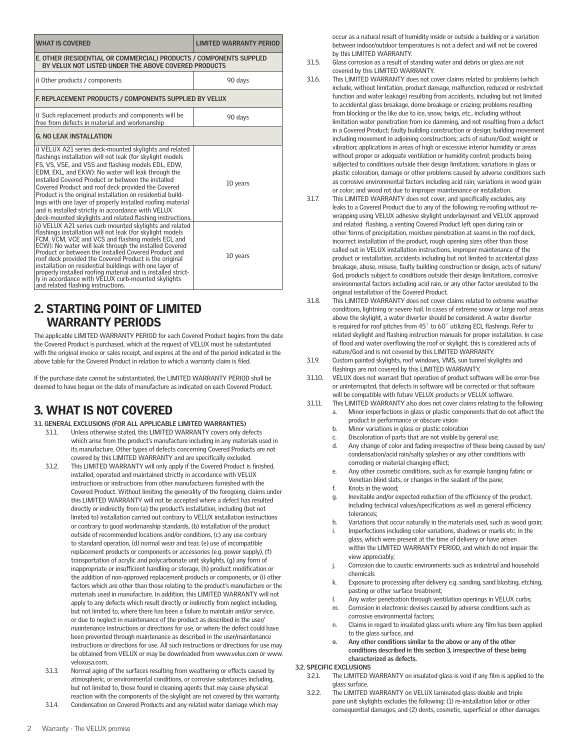| WHAT IS COVERED | LIMITED WARRANTY PERIOD |
|---|---|
| **E. OTHER (RESIDENTIAL OR COMMERCIAL) PRODUCTS / COMPONENTS SUPPLED BY VELUX NOT LISTED UNDER THE ABOVE COVERED PRODUCTS** | |
| i) Other products / components | 90 days |
| **F. REPLACEMENT PRODUCTS / COMPONENTS SUPPLIED BY VELUX** | |
| i) Such replacement products and components will be free from defects in material and workmanship | 90 days |
| **G. NO LEAK INSTALLATION** | |
| i) VELUX A21 series deck-mounted skylights and related flashings installation will not leak (for skylight models FS, VS, VSE, and VSS and flashing models EDL, EDW, EDM, EKL, and EKW): No water will leak through the installed Covered Product or between the installed Covered Product and roof deck provided the Covered Product is the original installation on residential buildings with one layer of properly installed roofing material and is installed strictly in accordance with VELUX deck-mounted skylights and related flashing instructions. | 10 years |
| ii) VELUX A21 series curb mounted skylights and related flashings installation will not leak (for skylight models FCM, VCM, VCE and VCS and flashing models ECL and ECW): No water will leak through the installed Covered Product or between the installed Covered Product and roof deck provided the Covered Product is the original installation on residential buildings with one layer of properly installed roofing material and is installed strictly in accordance with VELUX curb-mounted skylights and related flashing instructions. | 10 years |

## 2. STARTING POINT OF LIMITED WARRANTY PERIODS

The applicable LIMITED WARRANTY PERIOD for each Covered Product begins from the date the Covered Product is purchased, which at the request of VELUX must be substantiated with the original invoice or sales receipt, and expires at the end of the period indicated in the above table for the Covered Product in relation to which a warranty claim is filed.

If the purchase date cannot be substantiated, the LIMITED WARRANTY PERIOD shall be deemed to have begun on the date of manufacture as indicated on each Covered Product.

## 3. WHAT IS NOT COVERED

**3.1. GENERAL EXCLUSIONS (FOR ALL APPLICABLE LIMITED WARRANTIES)**

3.1.1. Unless otherwise stated, this LIMITED WARRANTY covers only defects which arise from the product's manufacture including in any materials used in its manufacture. Other types of defects concerning Covered Products are not covered by this LIMITED WARRANTY and are specifically excluded.

3.1.2. This LIMITED WARRANTY will only apply if the Covered Product is finished, installed, operated and maintained strictly in accordance with VELUX instructions or instructions from other manufacturers furnished with the Covered Product. Without limiting the generality of the foregoing, claims under this LIMITED WARRANTY will not be accepted where a defect has resulted directly or indirectly from (a) the product's installation, including (but not limited to) installation carried out contrary to VELUX installation instructions or contrary to good workmanship standards, (b) installation of the product outside of recommended locations and/or conditions, (c) any use contrary to standard operation, (d) normal wear and tear, (e) use of incompatible replacement products or components or accessories (e.g. power supply), (f) transportation of acrylic and polycarbonate unit skylights, (g) any form of inappropriate or insufficient handling or storage, (h) product modification or the addition of non-approved replacement products or components, or (i) other factors which are other than those relating to the product's manufacture or the materials used in manufacture. In addition, this LIMITED WARRANTY will not apply to any defects which result directly or indirectly from neglect including, but not limited to, where there has been a failure to maintain and/or service, or due to neglect in maintenance of the product as described in the user/maintenance instructions or directions for use, or where the defect could have been prevented through maintenance as described in the user/maintenance instructions or directions for use. All such instructions or directions for use may be obtained from VELUX or may be downloaded from www.velux.com or www.veluxusa.com.

3.1.3. Normal aging of the surfaces resulting from weathering or effects caused by atmospheric, or environmental conditions, or corrosive substances including, but not limited to, those found in cleaning agents that may cause physical reaction with the components of the skylight are not covered by this warranty.

3.1.4. Condensation on Covered Products and any related water damage which may occur as a natural result of humidity inside or outside a building or a variation between indoor/outdoor temperatures is not a defect and will not be covered by this LIMITED WARRANTY.

3.1.5. Glass corrosion as a result of standing water and debris on glass are not covered by this LIMITED WARRANTY.

3.1.6. This LIMITED WARRANTY does not cover claims related to: problems (which include, without limitation, product damage, malfunction, reduced or restricted function and water leakage) resulting from accidents, including but not limited to accidental glass breakage, dome breakage or crazing; problems resulting from blocking or the like due to ice, snow, twigs, etc., including without limitation water penetration from ice damming, and not resulting from a defect in a Covered Product; faulty building construction or design; building movement including movement in adjoining constructions; acts of nature/God; weight or vibration; applications in areas of high or excessive interior humidity or areas without proper or adequate ventilation or humidity control; products being subjected to conditions outside their design limitations; variations in glass or plastic coloration, damage or other problems caused by adverse conditions such as corrosive environmental factors including acid rain; variations in wood grain or color; and wood rot due to improper maintenance or installation.

3.1.7. This LIMITED WARRANTY does not cover, and specifically excludes, any leaks to a Covered Product due to any of the following: re-roofing without re-wrapping using VELUX adhesive skylight underlayment and VELUX approved and related flashing, a venting Covered Product left open during rain or other forms of precipitation, moisture penetration at seams in the roof deck, incorrect installation of the product, rough opening sizes other than those called out in VELUX installation instructions, improper maintenance of the product or installation, accidents including but not limited to accidental glass breakage, abuse, misuse, faulty building construction or design, acts of nature/God, products subject to conditions outside their design limitations, corrosive environmental factors including acid rain, or any other factor unrelated to the original installation of the Covered Product.

3.1.8. This LIMITED WARRANTY does not cover claims related to extreme weather conditions, lightning or severe hail. In cases of extreme snow or large roof areas above the skylight, a water diverter should be considered. A water diverter is required for roof pitches from 45˚ to 60˚ utilizing ECL flashings. Refer to related skylight and flashing instruction manuals for proper installation. In case of flood and water overflowing the roof or skylight, this is considered acts of nature/God and is not covered by this LIMITED WARRANTY.

3.1.9. Custom painted skylights, roof windows, VMS, sun tunnel skylights and flashings are not covered by this LIMITED WARRANTY.

3.1.10. VELUX does not warrant that operation of product software will be error-free or uninterrupted, that defects in software will be corrected or that software will be compatible with future VELUX products or VELUX software.

3.1.11. This LIMITED WARRANTY also does not cover claims relating to the following:

a. Minor imperfections in glass or plastic components that do not affect the product in performance or obscure vision
b. Minor variations in glass or plastic coloration
c. Discoloration of parts that are not visible by general use;
d. Any change of color and fading irrespective of these being caused by sun/condensation/acid rain/salty splashes or any other conditions with corroding or material changing effect;
e. Any other cosmetic conditions, such as for example hanging fabric or Venetian blind slats, or changes in the sealant of the pane;
f. Knots in the wood;
g. Inevitable and/or expected reduction of the efficiency of the product, including technical values/specifications as well as general efficiency tolerances;
h. Variations that occur naturally in the materials used, such as wood grain;
i. Imperfections including color variations, shadows or marks etc. in the glass, which were present at the time of delivery or have arisen within the LIMITED WARRANTY PERIOD, and which do not impair the view appreciably;
j. Corrosion due to caustic environments such as industrial and household chemicals
k. Exposure to processing after delivery e.g. sanding, sand blasting, etching, pasting or other surface treatment;
l. Any water penetration through ventilation openings in VELUX curbs;
m. Corrosion in electronic devises caused by adverse conditions such as corrosive environmental factors;
n. Claims in regard to insulated glass units where any film has been applied to the glass surface, and
o. **Any other conditions similar to the above or any of the other conditions described in this section 3, irrespective of these being characterized as defects.**

**3.2. SPECIFIC EXCLUSIONS**

3.2.1. The LIMITED WARRANTY on insulated glass is void if any film is applied to the glass surface.

3.2.2. The LIMITED WARRANTY on VELUX laminated glass double and triple pane unit skylights excludes the following: (1) re-installation labor or other consequential damages, and (2) dents, cosmetic, superficial or other damages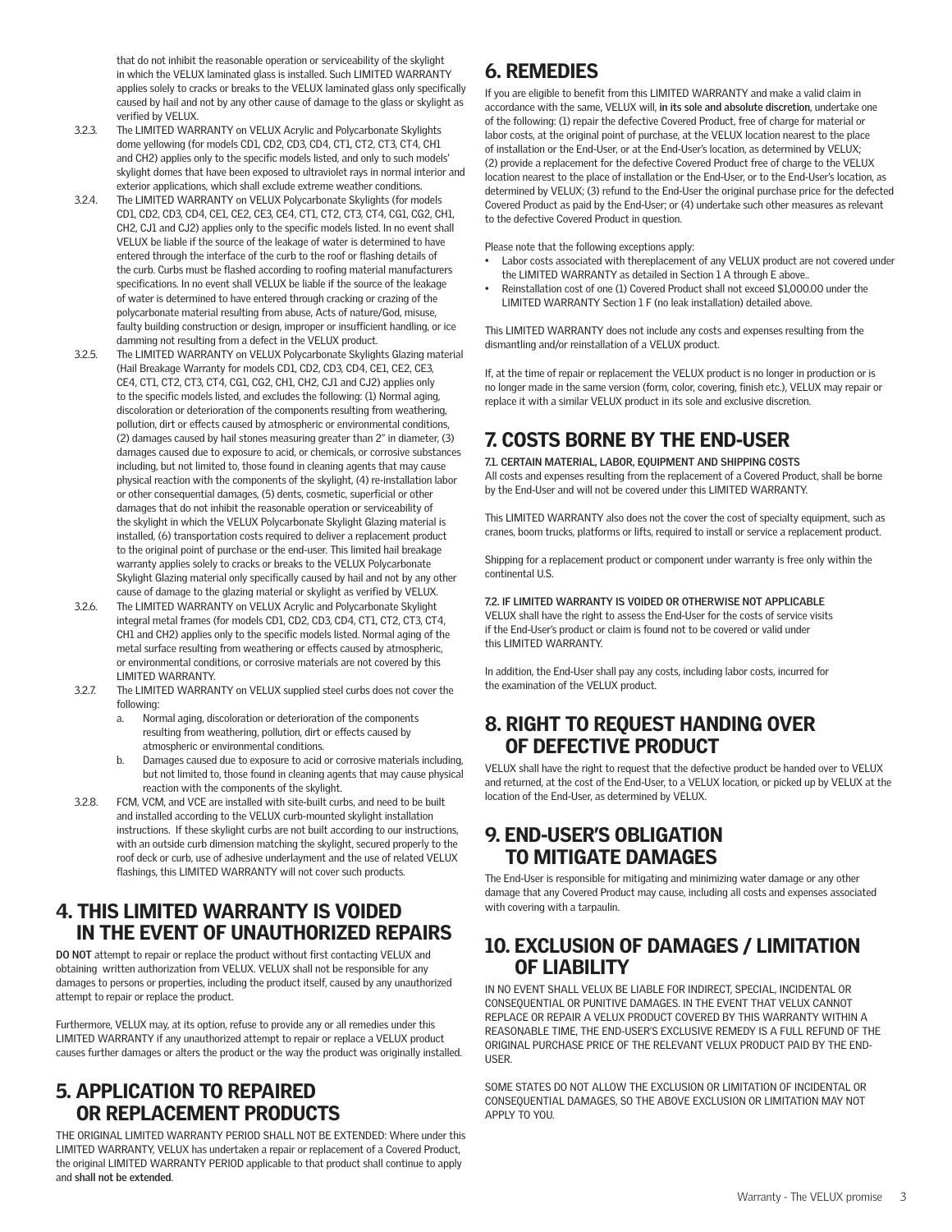that do not inhibit the reasonable operation or serviceability of the skylight in which the VELUX laminated glass is installed. Such LIMITED WARRANTY applies solely to cracks or breaks to the VELUX laminated glass only specifically caused by hail and not by any other cause of damage to the glass or skylight as verified by VELUX.

3.2.3. The LIMITED WARRANTY on VELUX Acrylic and Polycarbonate Skylights dome yellowing (for models CD1, CD2, CD3, CD4, CT1, CT2, CT3, CT4, CH1 and CH2) applies only to the specific models listed, and only to such models' skylight domes that have been exposed to ultraviolet rays in normal interior and exterior applications, which shall exclude extreme weather conditions.

3.2.4. The LIMITED WARRANTY on VELUX Polycarbonate Skylights (for models CD1, CD2, CD3, CD4, CE1, CE2, CE3, CE4, CT1, CT2, CT3, CT4, CG1, CG2, CH1, CH2, CJ1 and CJ2) applies only to the specific models listed. In no event shall VELUX be liable if the source of the leakage of water is determined to have entered through the interface of the curb to the roof or flashing details of the curb. Curbs must be flashed according to roofing material manufacturers specifications. In no event shall VELUX be liable if the source of the leakage of water is determined to have entered through cracking or crazing of the polycarbonate material resulting from abuse, Acts of nature/God, misuse, faulty building construction or design, improper or insufficient handling, or ice damming not resulting from a defect in the VELUX product.

3.2.5. The LIMITED WARRANTY on VELUX Polycarbonate Skylights Glazing material (Hail Breakage Warranty for models CD1, CD2, CD3, CD4, CE1, CE2, CE3, CE4, CT1, CT2, CT3, CT4, CG1, CG2, CH1, CH2, CJ1 and CJ2) applies only to the specific models listed, and excludes the following: (1) Normal aging, discoloration or deterioration of the components resulting from weathering, pollution, dirt or effects caused by atmospheric or environmental conditions, (2) damages caused by hail stones measuring greater than 2" in diameter, (3) damages caused due to exposure to acid, or chemicals, or corrosive substances including, but not limited to, those found in cleaning agents that may cause physical reaction with the components of the skylight, (4) re-installation labor or other consequential damages, (5) dents, cosmetic, superficial or other damages that do not inhibit the reasonable operation or serviceability of the skylight in which the VELUX Polycarbonate Skylight Glazing material is installed, (6) transportation costs required to deliver a replacement product to the original point of purchase or the end-user. This limited hail breakage warranty applies solely to cracks or breaks to the VELUX Polycarbonate Skylight Glazing material only specifically caused by hail and not by any other cause of damage to the glazing material or skylight as verified by VELUX.

3.2.6. The LIMITED WARRANTY on VELUX Acrylic and Polycarbonate Skylight integral metal frames (for models CD1, CD2, CD3, CD4, CT1, CT2, CT3, CT4, CH1 and CH2) applies only to the specific models listed. Normal aging of the metal surface resulting from weathering or effects caused by atmospheric, or environmental conditions, or corrosive materials are not covered by this LIMITED WARRANTY.

3.2.7. The LIMITED WARRANTY on VELUX supplied steel curbs does not cover the following:

a. Normal aging, discoloration or deterioration of the components resulting from weathering, pollution, dirt or effects caused by atmospheric or environmental conditions.

b. Damages caused due to exposure to acid or corrosive materials including, but not limited to, those found in cleaning agents that may cause physical reaction with the components of the skylight.

3.2.8. FCM, VCM, and VCE are installed with site-built curbs, and need to be built and installed according to the VELUX curb-mounted skylight installation instructions. If these skylight curbs are not built according to our instructions, with an outside curb dimension matching the skylight, secured properly to the roof deck or curb, use of adhesive underlayment and the use of related VELUX flashings, this LIMITED WARRANTY will not cover such products.

## 4. THIS LIMITED WARRANTY IS VOIDED IN THE EVENT OF UNAUTHORIZED REPAIRS

**DO NOT** attempt to repair or replace the product without first contacting VELUX and obtaining written authorization from VELUX. VELUX shall not be responsible for any damages to persons or properties, including the product itself, caused by any unauthorized attempt to repair or replace the product.

Furthermore, VELUX may, at its option, refuse to provide any or all remedies under this LIMITED WARRANTY if any unauthorized attempt to repair or replace a VELUX product causes further damages or alters the product or the way the product was originally installed.

## 5. APPLICATION TO REPAIRED OR REPLACEMENT PRODUCTS

THE ORIGINAL LIMITED WARRANTY PERIOD SHALL NOT BE EXTENDED: Where under this LIMITED WARRANTY, VELUX has undertaken a repair or replacement of a Covered Product, the original LIMITED WARRANTY PERIOD applicable to that product shall continue to apply and **shall not be extended**.

## 6. REMEDIES

If you are eligible to benefit from this LIMITED WARRANTY and make a valid claim in accordance with the same, VELUX will, **in its sole and absolute discretion**, undertake one of the following: (1) repair the defective Covered Product, free of charge for material or labor costs, at the original point of purchase, at the VELUX location nearest to the place of installation or the End-User, or at the End-User's location, as determined by VELUX; (2) provide a replacement for the defective Covered Product free of charge to the VELUX location nearest to the place of installation or the End-User, or to the End-User's location, as determined by VELUX; (3) refund to the End-User the original purchase price for the defected Covered Product as paid by the End-User; or (4) undertake such other measures as relevant to the defective Covered Product in question.

Please note that the following exceptions apply:

- Labor costs associated with thereplacement of any VELUX product are not covered under the LIMITED WARRANTY as detailed in Section 1 A through E above..
- Reinstallation cost of one (1) Covered Product shall not exceed $1,000.00 under the LIMITED WARRANTY Section 1 F (no leak installation) detailed above.

This LIMITED WARRANTY does not include any costs and expenses resulting from the dismantling and/or reinstallation of a VELUX product.

If, at the time of repair or replacement the VELUX product is no longer in production or is no longer made in the same version (form, color, covering, finish etc.), VELUX may repair or replace it with a similar VELUX product in its sole and exclusive discretion.

## 7. COSTS BORNE BY THE END-USER

**7.1. CERTAIN MATERIAL, LABOR, EQUIPMENT AND SHIPPING COSTS**

All costs and expenses resulting from the replacement of a Covered Product, shall be borne by the End-User and will not be covered under this LIMITED WARRANTY.

This LIMITED WARRANTY also does not the cover the cost of specialty equipment, such as cranes, boom trucks, platforms or lifts, required to install or service a replacement product.

Shipping for a replacement product or component under warranty is free only within the continental U.S.

**7.2. IF LIMITED WARRANTY IS VOIDED OR OTHERWISE NOT APPLICABLE**

VELUX shall have the right to assess the End-User for the costs of service visits if the End-User's product or claim is found not to be covered or valid under this LIMITED WARRANTY.

In addition, the End-User shall pay any costs, including labor costs, incurred for the examination of the VELUX product.

## 8. RIGHT TO REQUEST HANDING OVER OF DEFECTIVE PRODUCT

VELUX shall have the right to request that the defective product be handed over to VELUX and returned, at the cost of the End-User, to a VELUX location, or picked up by VELUX at the location of the End-User, as determined by VELUX.

## 9. END-USER'S OBLIGATION TO MITIGATE DAMAGES

The End-User is responsible for mitigating and minimizing water damage or any other damage that any Covered Product may cause, including all costs and expenses associated with covering with a tarpaulin.

## 10. EXCLUSION OF DAMAGES / LIMITATION OF LIABILITY

IN NO EVENT SHALL VELUX BE LIABLE FOR INDIRECT, SPECIAL, INCIDENTAL OR CONSEQUENTIAL OR PUNITIVE DAMAGES. IN THE EVENT THAT VELUX CANNOT REPLACE OR REPAIR A VELUX PRODUCT COVERED BY THIS WARRANTY WITHIN A REASONABLE TIME, THE END-USER'S EXCLUSIVE REMEDY IS A FULL REFUND OF THE ORIGINAL PURCHASE PRICE OF THE RELEVANT VELUX PRODUCT PAID BY THE END-USER.

SOME STATES DO NOT ALLOW THE EXCLUSION OR LIMITATION OF INCIDENTAL OR CONSEQUENTIAL DAMAGES, SO THE ABOVE EXCLUSION OR LIMITATION MAY NOT APPLY TO YOU.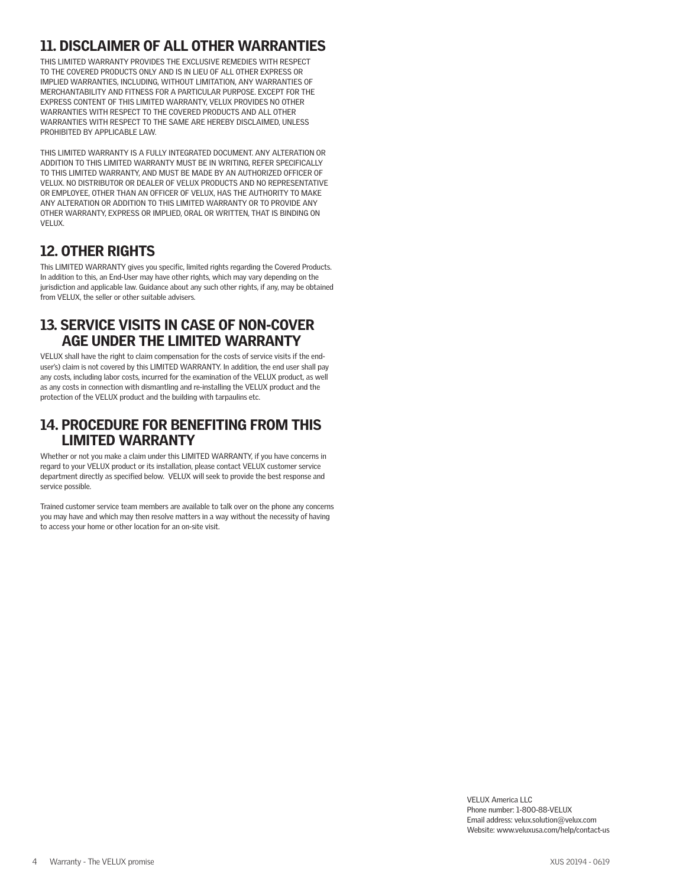## 11. DISCLAIMER OF ALL OTHER WARRANTIES

THIS LIMITED WARRANTY PROVIDES THE EXCLUSIVE REMEDIES WITH RESPECT TO THE COVERED PRODUCTS ONLY AND IS IN LIEU OF ALL OTHER EXPRESS OR IMPLIED WARRANTIES, INCLUDING, WITHOUT LIMITATION, ANY WARRANTIES OF MERCHANTABILITY AND FITNESS FOR A PARTICULAR PURPOSE. EXCEPT FOR THE EXPRESS CONTENT OF THIS LIMITED WARRANTY, VELUX PROVIDES NO OTHER WARRANTIES WITH RESPECT TO THE COVERED PRODUCTS AND ALL OTHER WARRANTIES WITH RESPECT TO THE SAME ARE HEREBY DISCLAIMED, UNLESS PROHIBITED BY APPLICABLE LAW.

THIS LIMITED WARRANTY IS A FULLY INTEGRATED DOCUMENT. ANY ALTERATION OR ADDITION TO THIS LIMITED WARRANTY MUST BE IN WRITING, REFER SPECIFICALLY TO THIS LIMITED WARRANTY, AND MUST BE MADE BY AN AUTHORIZED OFFICER OF VELUX. NO DISTRIBUTOR OR DEALER OF VELUX PRODUCTS AND NO REPRESENTATIVE OR EMPLOYEE, OTHER THAN AN OFFICER OF VELUX, HAS THE AUTHORITY TO MAKE ANY ALTERATION OR ADDITION TO THIS LIMITED WARRANTY OR TO PROVIDE ANY OTHER WARRANTY, EXPRESS OR IMPLIED, ORAL OR WRITTEN, THAT IS BINDING ON VELUX.

## 12. OTHER RIGHTS

This LIMITED WARRANTY gives you specific, limited rights regarding the Covered Products. In addition to this, an End-User may have other rights, which may vary depending on the jurisdiction and applicable law. Guidance about any such other rights, if any, may be obtained from VELUX, the seller or other suitable advisers.

## 13. SERVICE VISITS IN CASE OF NON-COVER AGE UNDER THE LIMITED WARRANTY

VELUX shall have the right to claim compensation for the costs of service visits if the end-user's) claim is not covered by this LIMITED WARRANTY. In addition, the end user shall pay any costs, including labor costs, incurred for the examination of the VELUX product, as well as any costs in connection with dismantling and re-installing the VELUX product and the protection of the VELUX product and the building with tarpaulins etc.

## 14. PROCEDURE FOR BENEFITING FROM THIS LIMITED WARRANTY

Whether or not you make a claim under this LIMITED WARRANTY, if you have concerns in regard to your VELUX product or its installation, please contact VELUX customer service department directly as specified below. VELUX will seek to provide the best response and service possible.

Trained customer service team members are available to talk over on the phone any concerns you may have and which may then resolve matters in a way without the necessity of having to access your home or other location for an on-site visit.

VELUX America LLC
Phone number: 1-800-88-VELUX
Email address: velux.solution@velux.com
Website: www.veluxusa.com/help/contact-us

XUS 20194 - 0619